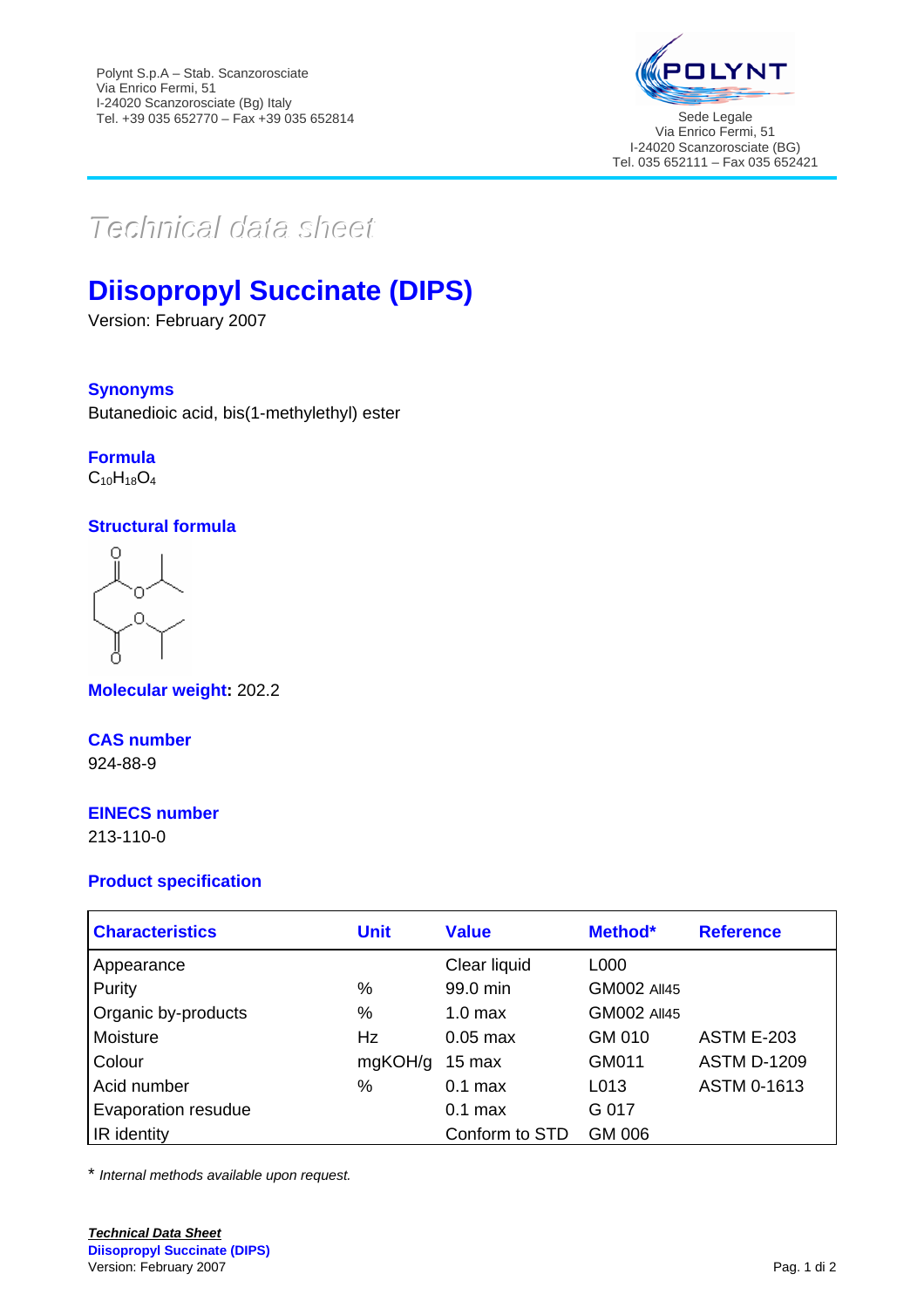Polynt S.p.A – Stab. Scanzorosciate
Via Enrico Fermi, 51
I-24020 Scanzorosciate (Bg) Italy
Tel. +39 035 652770 – Fax +39 035 652814

POLYNT
Sede Legale
Via Enrico Fermi, 51
I-24020 Scanzorosciate (BG)
Tel. 035 652111 – Fax 035 652421

*Technical data sheet*

# Diisopropyl Succinate (DIPS)

Version: February 2007

### Synonyms

Butanedioic acid, bis(1-methylethyl) ester

### Formula

$C_{10}H_{18}O_4$

### Structural formula

**Molecular weight:** 202.2

### CAS number

924-88-9

### EINECS number

213-110-0

### Product specification

| Characteristics | Unit | Value | Method* | Reference |
|---|---|---|---|---|
| Appearance | | Clear liquid | L000 | |
| Purity | % | 99.0 min | GM002 All45 | |
| Organic by-products | % | 1.0 max | GM002 All45 | |
| Moisture | Hz | 0.05 max | GM 010 | ASTM E-203 |
| Colour | mgKOH/g | 15 max | GM011 | ASTM D-1209 |
| Acid number | % | 0.1 max | L013 | ASTM 0-1613 |
| Evaporation resudue | | 0.1 max | G 017 | |
| IR identity | | Conform to STD | GM 006 | |

\* *Internal methods available upon request.*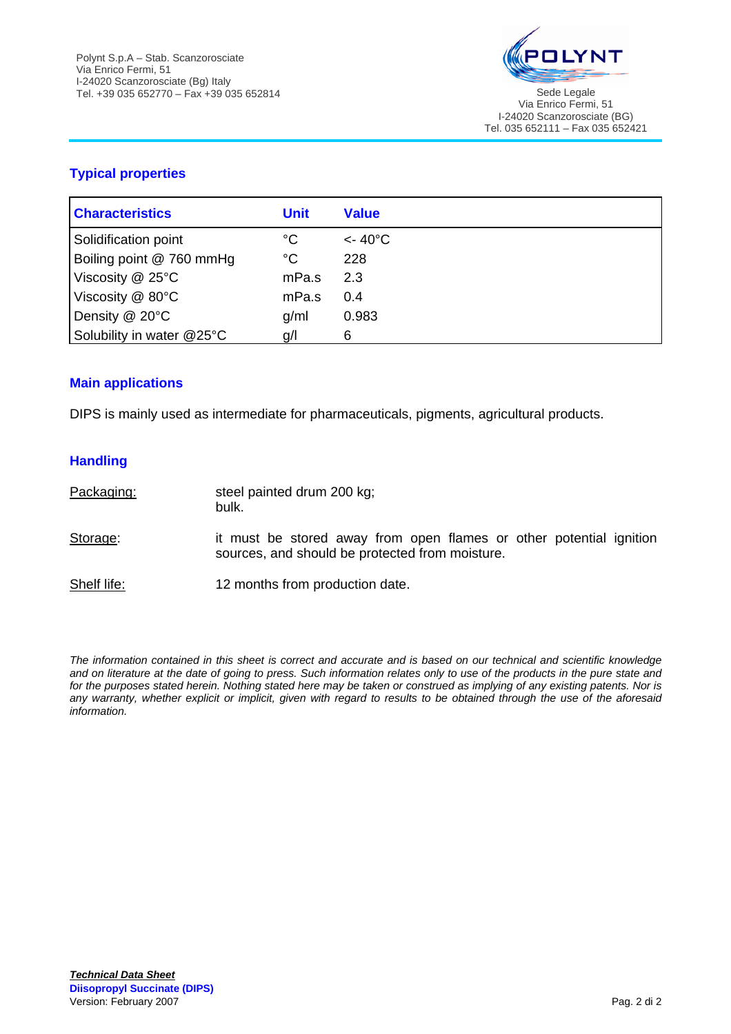Polynt S.p.A – Stab. Scanzorosciate
Via Enrico Fermi, 51
I-24020 Scanzorosciate (Bg) Italy
Tel. +39 035 652770 – Fax +39 035 652814

Sede Legale
Via Enrico Fermi, 51
I-24020 Scanzorosciate (BG)
Tel. 035 652111 – Fax 035 652421

## Typical properties

| Characteristics | Unit | Value |
| --- | --- | --- |
| Solidification point | °C | <- 40°C |
| Boiling point @ 760 mmHg | °C | 228 |
| Viscosity @ 25°C | mPa.s | 2.3 |
| Viscosity @ 80°C | mPa.s | 0.4 |
| Density @ 20°C | g/ml | 0.983 |
| Solubility in water @25°C | g/l | 6 |

## Main applications

DIPS is mainly used as intermediate for pharmaceuticals, pigments, agricultural products.

## Handling

Packaging: steel painted drum 200 kg;
bulk.

Storage: it must be stored away from open flames or other potential ignition sources, and should be protected from moisture.

Shelf life: 12 months from production date.

*The information contained in this sheet is correct and accurate and is based on our technical and scientific knowledge and on literature at the date of going to press. Such information relates only to use of the products in the pure state and for the purposes stated herein. Nothing stated here may be taken or construed as implying of any existing patents. Nor is any warranty, whether explicit or implicit, given with regard to results to be obtained through the use of the aforesaid information.*

***Technical Data Sheet***
**Diisopropyl Succinate (DIPS)**
Version: February 2007